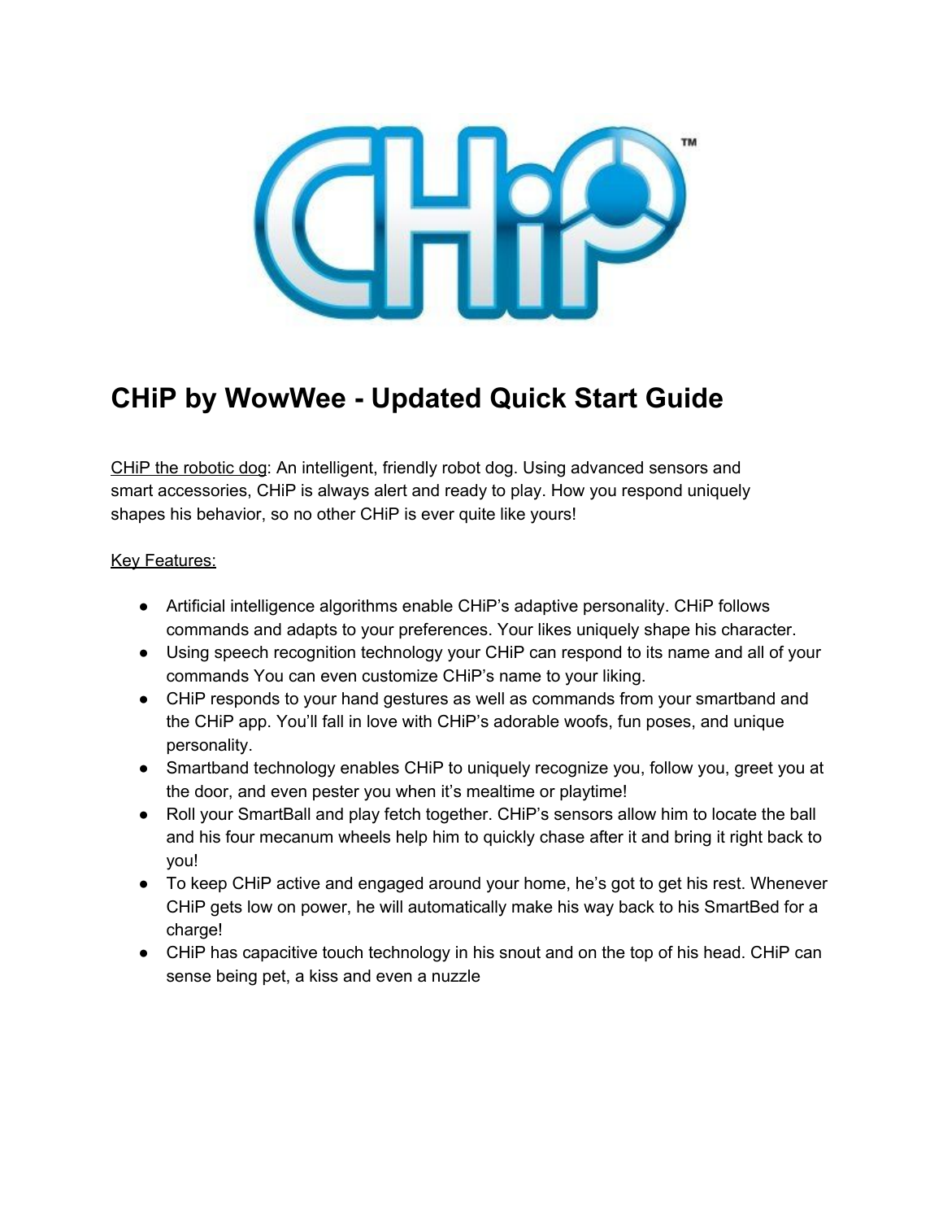# CHiP by WowWee - Updated Quick Start Guide

CHiP the robotic dog: An intelligent, friendly robot dog. Using advanced sensors and smart accessories, CHiP is always alert and ready to play. How you respond uniquely shapes his behavior, so no other CHiP is ever quite like yours!

Key Features:

- Artificial intelligence algorithms enable CHiP's adaptive personality. CHiP follows commands and adapts to your preferences. Your likes uniquely shape his character.
- Using speech recognition technology your CHiP can respond to its name and all of your commands You can even customize CHiP's name to your liking.
- CHiP responds to your hand gestures as well as commands from your smartband and the CHiP app. You'll fall in love with CHiP's adorable woofs, fun poses, and unique personality.
- Smartband technology enables CHiP to uniquely recognize you, follow you, greet you at the door, and even pester you when it's mealtime or playtime!
- Roll your SmartBall and play fetch together. CHiP's sensors allow him to locate the ball and his four mecanum wheels help him to quickly chase after it and bring it right back to you!
- To keep CHiP active and engaged around your home, he's got to get his rest. Whenever CHiP gets low on power, he will automatically make his way back to his SmartBed for a charge!
- CHiP has capacitive touch technology in his snout and on the top of his head. CHiP can sense being pet, a kiss and even a nuzzle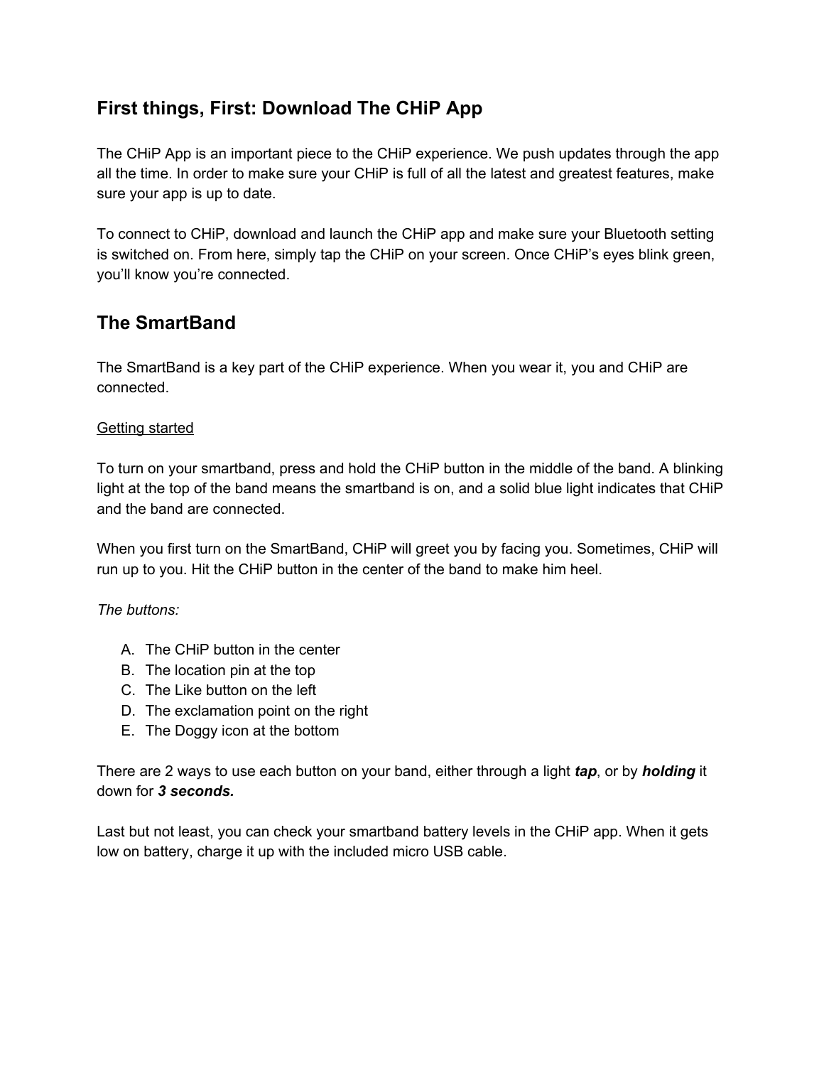## First things, First: Download The CHiP App

The CHiP App is an important piece to the CHiP experience. We push updates through the app all the time. In order to make sure your CHiP is full of all the latest and greatest features, make sure your app is up to date.

To connect to CHiP, download and launch the CHiP app and make sure your Bluetooth setting is switched on. From here, simply tap the CHiP on your screen. Once CHiP's eyes blink green, you'll know you're connected.

## The SmartBand

The SmartBand is a key part of the CHiP experience. When you wear it, you and CHiP are connected.

<u>Getting started</u>

To turn on your smartband, press and hold the CHiP button in the middle of the band. A blinking light at the top of the band means the smartband is on, and a solid blue light indicates that CHiP and the band are connected.

When you first turn on the SmartBand, CHiP will greet you by facing you. Sometimes, CHiP will run up to you. Hit the CHiP button in the center of the band to make him heel.

*The buttons:*

A. The CHiP button in the center
B. The location pin at the top
C. The Like button on the left
D. The exclamation point on the right
E. The Doggy icon at the bottom

There are 2 ways to use each button on your band, either through a light ***tap***, or by ***holding*** it down for ***3 seconds.***

Last but not least, you can check your smartband battery levels in the CHiP app. When it gets low on battery, charge it up with the included micro USB cable.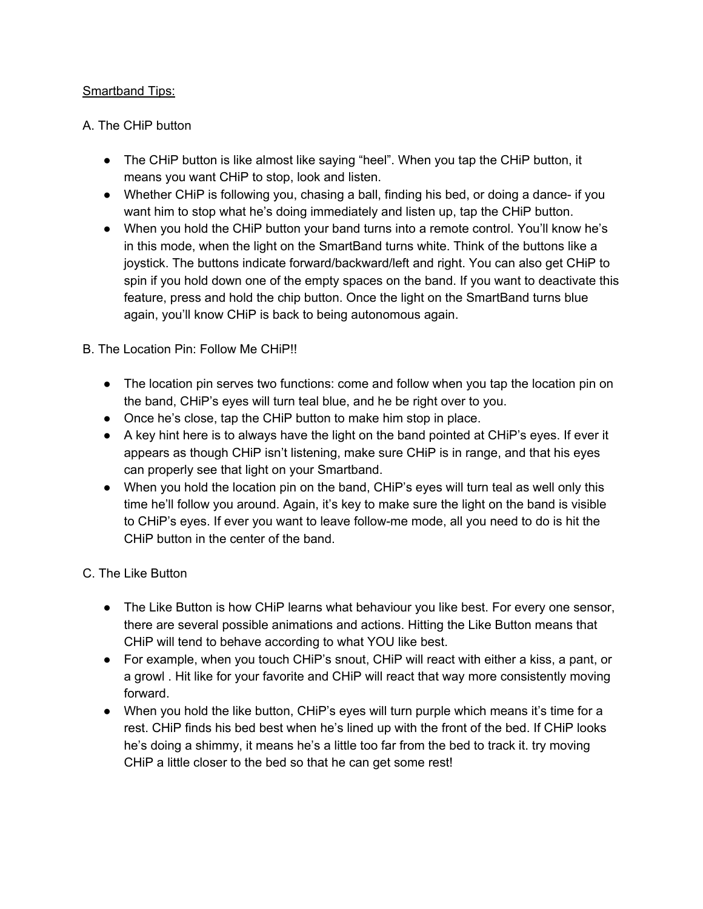<u>Smartband Tips:</u>

A. The CHiP button

- The CHiP button is like almost like saying “heel”. When you tap the CHiP button, it means you want CHiP to stop, look and listen.
- Whether CHiP is following you, chasing a ball, finding his bed, or doing a dance- if you want him to stop what he’s doing immediately and listen up, tap the CHiP button.
- When you hold the CHiP button your band turns into a remote control. You’ll know he’s in this mode, when the light on the SmartBand turns white. Think of the buttons like a joystick. The buttons indicate forward/backward/left and right. You can also get CHiP to spin if you hold down one of the empty spaces on the band. If you want to deactivate this feature, press and hold the chip button. Once the light on the SmartBand turns blue again, you’ll know CHiP is back to being autonomous again.

B. The Location Pin: Follow Me CHiP!!

- The location pin serves two functions: come and follow when you tap the location pin on the band, CHiP’s eyes will turn teal blue, and he be right over to you.
- Once he’s close, tap the CHiP button to make him stop in place.
- A key hint here is to always have the light on the band pointed at CHiP’s eyes. If ever it appears as though CHiP isn’t listening, make sure CHiP is in range, and that his eyes can properly see that light on your Smartband.
- When you hold the location pin on the band, CHiP’s eyes will turn teal as well only this time he’ll follow you around. Again, it’s key to make sure the light on the band is visible to CHiP’s eyes. If ever you want to leave follow-me mode, all you need to do is hit the CHiP button in the center of the band.

C. The Like Button

- The Like Button is how CHiP learns what behaviour you like best. For every one sensor, there are several possible animations and actions. Hitting the Like Button means that CHiP will tend to behave according to what YOU like best.
- For example, when you touch CHiP’s snout, CHiP will react with either a kiss, a pant, or a growl . Hit like for your favorite and CHiP will react that way more consistently moving forward.
- When you hold the like button, CHiP’s eyes will turn purple which means it’s time for a rest. CHiP finds his bed best when he’s lined up with the front of the bed. If CHiP looks he’s doing a shimmy, it means he’s a little too far from the bed to track it. try moving CHiP a little closer to the bed so that he can get some rest!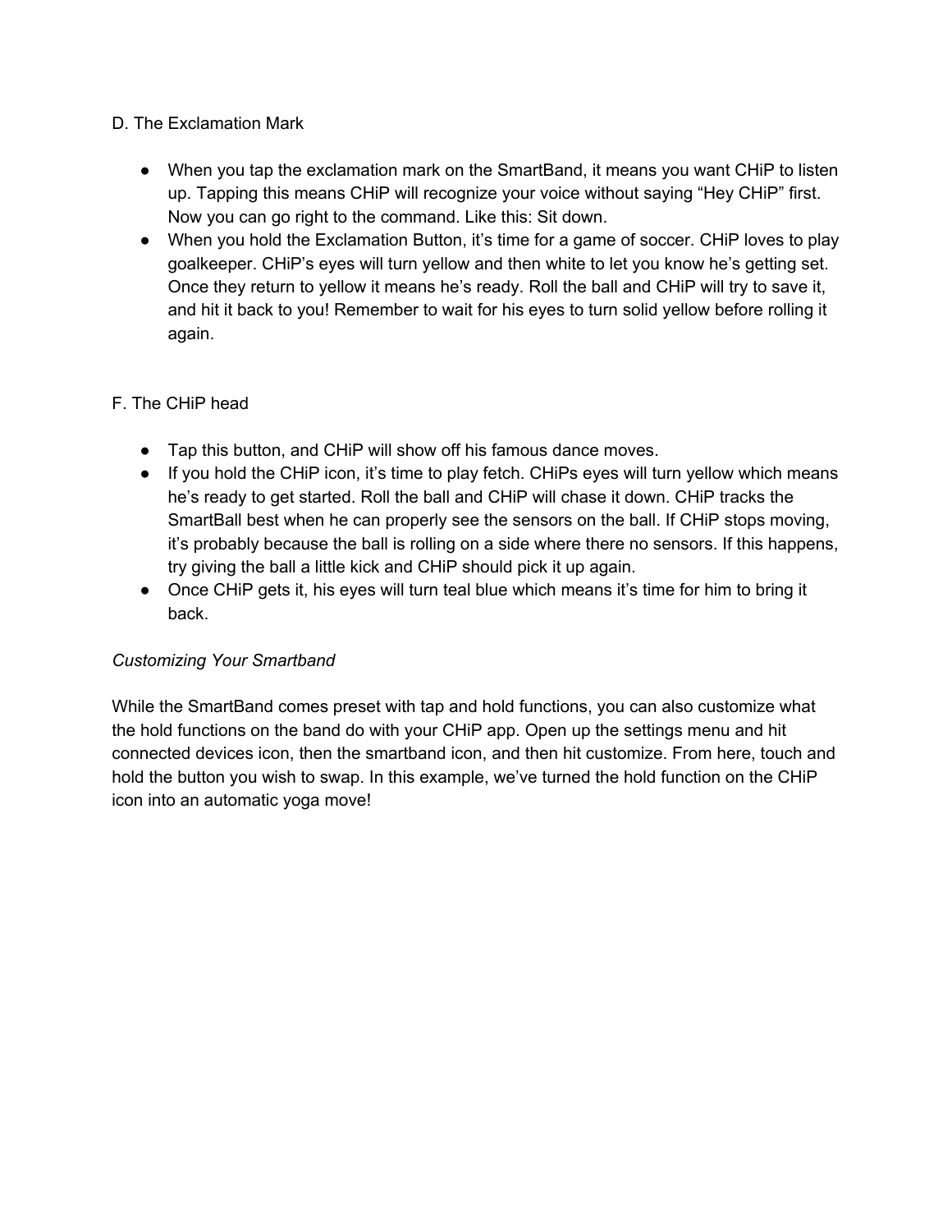D. The Exclamation Mark

- When you tap the exclamation mark on the SmartBand, it means you want CHiP to listen up. Tapping this means CHiP will recognize your voice without saying “Hey CHiP” first. Now you can go right to the command. Like this: Sit down.
- When you hold the Exclamation Button, it’s time for a game of soccer. CHiP loves to play goalkeeper. CHiP’s eyes will turn yellow and then white to let you know he’s getting set. Once they return to yellow it means he’s ready. Roll the ball and CHiP will try to save it, and hit it back to you! Remember to wait for his eyes to turn solid yellow before rolling it again.

F. The CHiP head

- Tap this button, and CHiP will show off his famous dance moves.
- If you hold the CHiP icon, it’s time to play fetch. CHiPs eyes will turn yellow which means he’s ready to get started. Roll the ball and CHiP will chase it down. CHiP tracks the SmartBall best when he can properly see the sensors on the ball. If CHiP stops moving, it’s probably because the ball is rolling on a side where there no sensors. If this happens, try giving the ball a little kick and CHiP should pick it up again.
- Once CHiP gets it, his eyes will turn teal blue which means it’s time for him to bring it back.

*Customizing Your Smartband*

While the SmartBand comes preset with tap and hold functions, you can also customize what the hold functions on the band do with your CHiP app. Open up the settings menu and hit connected devices icon, then the smartband icon, and then hit customize. From here, touch and hold the button you wish to swap. In this example, we’ve turned the hold function on the CHiP icon into an automatic yoga move!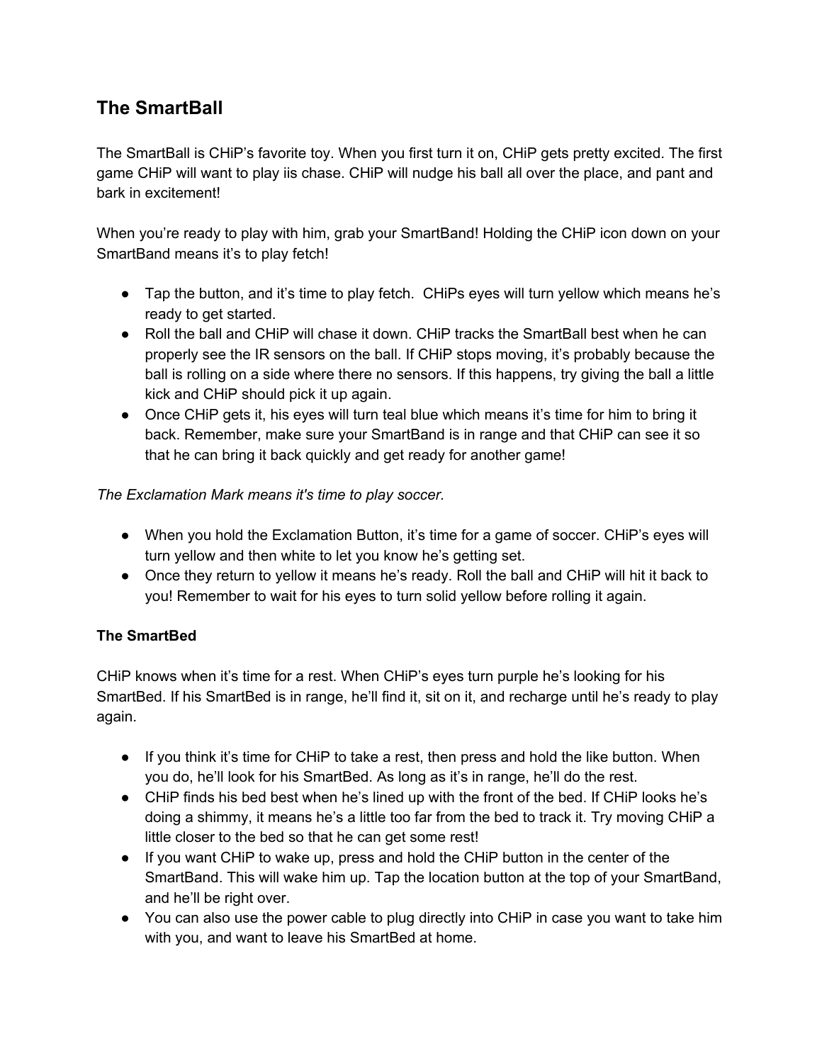## The SmartBall

The SmartBall is CHiP's favorite toy. When you first turn it on, CHiP gets pretty excited. The first game CHiP will want to play iis chase. CHiP will nudge his ball all over the place, and pant and bark in excitement!

When you're ready to play with him, grab your SmartBand! Holding the CHiP icon down on your SmartBand means it's to play fetch!

- Tap the button, and it's time to play fetch.  CHiPs eyes will turn yellow which means he's ready to get started.
- Roll the ball and CHiP will chase it down. CHiP tracks the SmartBall best when he can properly see the IR sensors on the ball. If CHiP stops moving, it's probably because the ball is rolling on a side where there no sensors. If this happens, try giving the ball a little kick and CHiP should pick it up again.
- Once CHiP gets it, his eyes will turn teal blue which means it's time for him to bring it back. Remember, make sure your SmartBand is in range and that CHiP can see it so that he can bring it back quickly and get ready for another game!

*The Exclamation Mark means it's time to play soccer.*

- When you hold the Exclamation Button, it's time for a game of soccer. CHiP's eyes will turn yellow and then white to let you know he's getting set.
- Once they return to yellow it means he's ready. Roll the ball and CHiP will hit it back to you! Remember to wait for his eyes to turn solid yellow before rolling it again.

### The SmartBed

CHiP knows when it's time for a rest. When CHiP's eyes turn purple he's looking for his SmartBed. If his SmartBed is in range, he'll find it, sit on it, and recharge until he's ready to play again.

- If you think it's time for CHiP to take a rest, then press and hold the like button. When you do, he'll look for his SmartBed. As long as it's in range, he'll do the rest.
- CHiP finds his bed best when he's lined up with the front of the bed. If CHiP looks he's doing a shimmy, it means he's a little too far from the bed to track it. Try moving CHiP a little closer to the bed so that he can get some rest!
- If you want CHiP to wake up, press and hold the CHiP button in the center of the SmartBand. This will wake him up. Tap the location button at the top of your SmartBand, and he'll be right over.
- You can also use the power cable to plug directly into CHiP in case you want to take him with you, and want to leave his SmartBed at home.